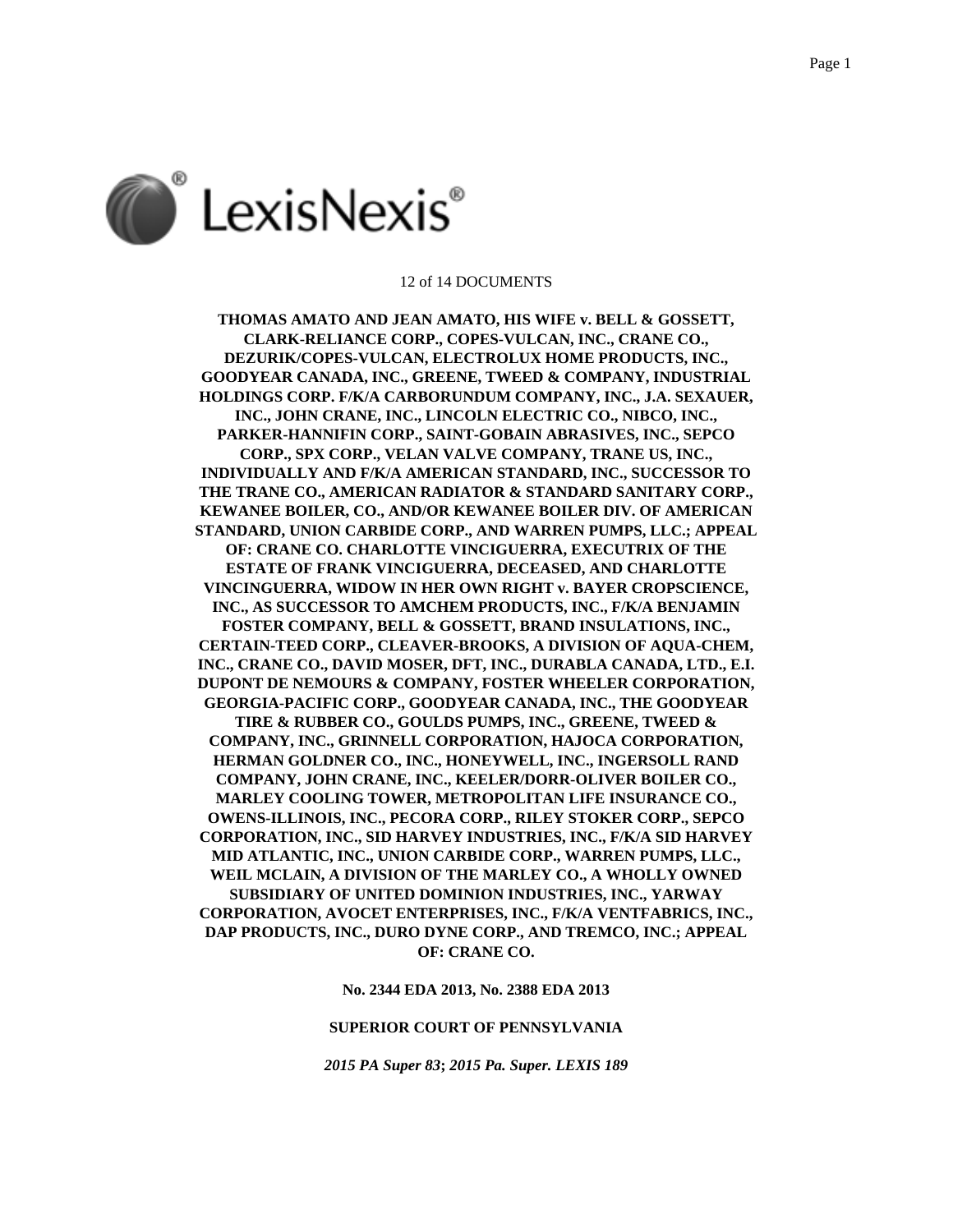12 of 14 DOCUMENTS

**THOMAS AMATO AND JEAN AMATO, HIS WIFE v. BELL & GOSSETT, CLARK-RELIANCE CORP., COPES-VULCAN, INC., CRANE CO., DEZURIK/COPES-VULCAN, ELECTROLUX HOME PRODUCTS, INC., GOODYEAR CANADA, INC., GREENE, TWEED & COMPANY, INDUSTRIAL HOLDINGS CORP. F/K/A CARBORUNDUM COMPANY, INC., J.A. SEXAUER, INC., JOHN CRANE, INC., LINCOLN ELECTRIC CO., NIBCO, INC., PARKER-HANNIFIN CORP., SAINT-GOBAIN ABRASIVES, INC., SEPCO CORP., SPX CORP., VELAN VALVE COMPANY, TRANE US, INC., INDIVIDUALLY AND F/K/A AMERICAN STANDARD, INC., SUCCESSOR TO THE TRANE CO., AMERICAN RADIATOR & STANDARD SANITARY CORP., KEWANEE BOILER, CO., AND/OR KEWANEE BOILER DIV. OF AMERICAN STANDARD, UNION CARBIDE CORP., AND WARREN PUMPS, LLC.; APPEAL OF: CRANE CO. CHARLOTTE VINCIGUERRA, EXECUTRIX OF THE ESTATE OF FRANK VINCIGUERRA, DECEASED, AND CHARLOTTE VINCINGUERRA, WIDOW IN HER OWN RIGHT v. BAYER CROPSCIENCE, INC., AS SUCCESSOR TO AMCHEM PRODUCTS, INC., F/K/A BENJAMIN FOSTER COMPANY, BELL & GOSSETT, BRAND INSULATIONS, INC., CERTAIN-TEED CORP., CLEAVER-BROOKS, A DIVISION OF AQUA-CHEM, INC., CRANE CO., DAVID MOSER, DFT, INC., DURABLA CANADA, LTD., E.I. DUPONT DE NEMOURS & COMPANY, FOSTER WHEELER CORPORATION, GEORGIA-PACIFIC CORP., GOODYEAR CANADA, INC., THE GOODYEAR TIRE & RUBBER CO., GOULDS PUMPS, INC., GREENE, TWEED & COMPANY, INC., GRINNELL CORPORATION, HAJOCA CORPORATION, HERMAN GOLDNER CO., INC., HONEYWELL, INC., INGERSOLL RAND COMPANY, JOHN CRANE, INC., KEELER/DORR-OLIVER BOILER CO., MARLEY COOLING TOWER, METROPOLITAN LIFE INSURANCE CO., OWENS-ILLINOIS, INC., PECORA CORP., RILEY STOKER CORP., SEPCO CORPORATION, INC., SID HARVEY INDUSTRIES, INC., F/K/A SID HARVEY MID ATLANTIC, INC., UNION CARBIDE CORP., WARREN PUMPS, LLC., WEIL MCLAIN, A DIVISION OF THE MARLEY CO., A WHOLLY OWNED SUBSIDIARY OF UNITED DOMINION INDUSTRIES, INC., YARWAY CORPORATION, AVOCET ENTERPRISES, INC., F/K/A VENTFABRICS, INC., DAP PRODUCTS, INC., DURO DYNE CORP., AND TREMCO, INC.; APPEAL OF: CRANE CO.**

**No. 2344 EDA 2013, No. 2388 EDA 2013**

**SUPERIOR COURT OF PENNSYLVANIA**

***2015 PA Super 83*; *2015 Pa. Super. LEXIS 189***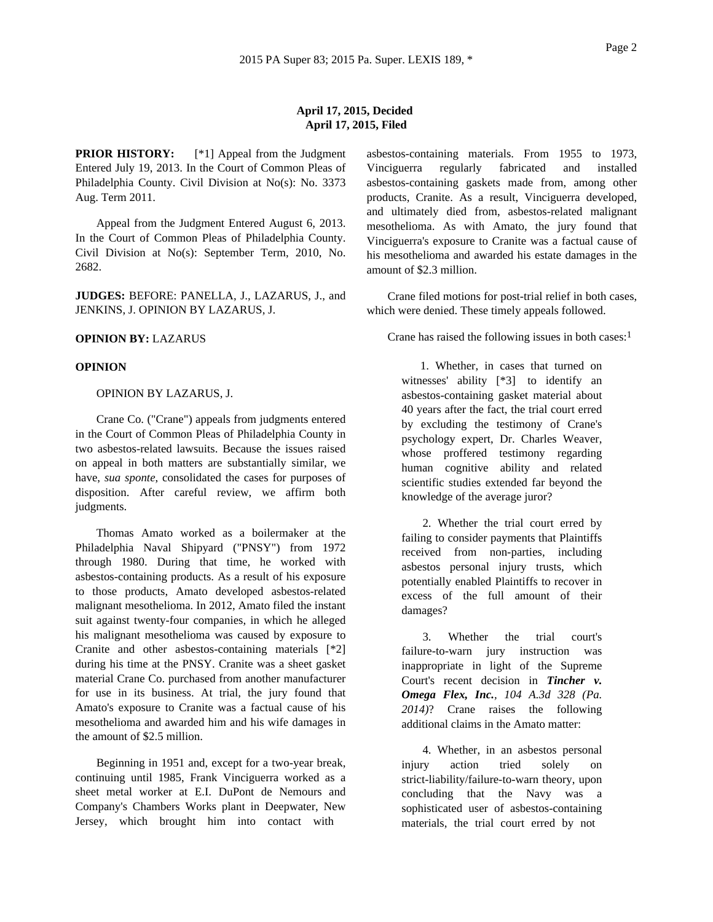**April 17, 2015, Decided**
**April 17, 2015, Filed**

**PRIOR HISTORY:** [*1] Appeal from the Judgment Entered July 19, 2013. In the Court of Common Pleas of Philadelphia County. Civil Division at No(s): No. 3373 Aug. Term 2011.

Appeal from the Judgment Entered August 6, 2013. In the Court of Common Pleas of Philadelphia County. Civil Division at No(s): September Term, 2010, No. 2682.

**JUDGES:** BEFORE: PANELLA, J., LAZARUS, J., and JENKINS, J. OPINION BY LAZARUS, J.

**OPINION BY:** LAZARUS

**OPINION**

OPINION BY LAZARUS, J.

Crane Co. ("Crane") appeals from judgments entered in the Court of Common Pleas of Philadelphia County in two asbestos-related lawsuits. Because the issues raised on appeal in both matters are substantially similar, we have, *sua sponte*, consolidated the cases for purposes of disposition. After careful review, we affirm both judgments.

Thomas Amato worked as a boilermaker at the Philadelphia Naval Shipyard ("PNSY") from 1972 through 1980. During that time, he worked with asbestos-containing products. As a result of his exposure to those products, Amato developed asbestos-related malignant mesothelioma. In 2012, Amato filed the instant suit against twenty-four companies, in which he alleged his malignant mesothelioma was caused by exposure to Cranite and other asbestos-containing materials [*2] during his time at the PNSY. Cranite was a sheet gasket material Crane Co. purchased from another manufacturer for use in its business. At trial, the jury found that Amato's exposure to Cranite was a factual cause of his mesothelioma and awarded him and his wife damages in the amount of $2.5 million.

Beginning in 1951 and, except for a two-year break, continuing until 1985, Frank Vinciguerra worked as a sheet metal worker at E.I. DuPont de Nemours and Company's Chambers Works plant in Deepwater, New Jersey, which brought him into contact with asbestos-containing materials. From 1955 to 1973, Vinciguerra regularly fabricated and installed asbestos-containing gaskets made from, among other products, Cranite. As a result, Vinciguerra developed, and ultimately died from, asbestos-related malignant mesothelioma. As with Amato, the jury found that Vinciguerra's exposure to Cranite was a factual cause of his mesothelioma and awarded his estate damages in the amount of $2.3 million.

Crane filed motions for post-trial relief in both cases, which were denied. These timely appeals followed.

Crane has raised the following issues in both cases:[1]

> 1. Whether, in cases that turned on witnesses' ability [*3] to identify an asbestos-containing gasket material about 40 years after the fact, the trial court erred by excluding the testimony of Crane's psychology expert, Dr. Charles Weaver, whose proffered testimony regarding human cognitive ability and related scientific studies extended far beyond the knowledge of the average juror?
>
> 2. Whether the trial court erred by failing to consider payments that Plaintiffs received from non-parties, including asbestos personal injury trusts, which potentially enabled Plaintiffs to recover in excess of the full amount of their damages?
>
> 3. Whether the trial court's failure-to-warn jury instruction was inappropriate in light of the Supreme Court's recent decision in ***Tincher v. Omega Flex, Inc.***, *104 A.3d 328 (Pa. 2014)*? Crane raises the following additional claims in the Amato matter:
>
> 4. Whether, in an asbestos personal injury action tried solely on strict-liability/failure-to-warn theory, upon concluding that the Navy was a sophisticated user of asbestos-containing materials, the trial court erred by not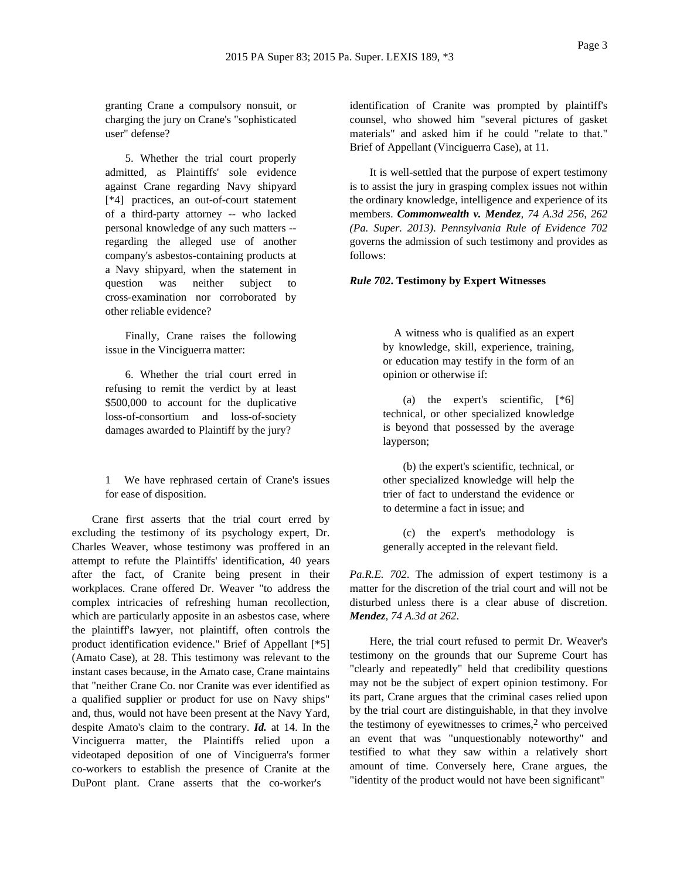granting Crane a compulsory nonsuit, or charging the jury on Crane's "sophisticated user" defense?

5. Whether the trial court properly admitted, as Plaintiffs' sole evidence against Crane regarding Navy shipyard [*4] practices, an out-of-court statement of a third-party attorney -- who lacked personal knowledge of any such matters -- regarding the alleged use of another company's asbestos-containing products at a Navy shipyard, when the statement in question was neither subject to cross-examination nor corroborated by other reliable evidence?

Finally, Crane raises the following issue in the Vinciguerra matter:

6. Whether the trial court erred in refusing to remit the verdict by at least $500,000 to account for the duplicative loss-of-consortium and loss-of-society damages awarded to Plaintiff by the jury?

1 We have rephrased certain of Crane's issues for ease of disposition.

Crane first asserts that the trial court erred by excluding the testimony of its psychology expert, Dr. Charles Weaver, whose testimony was proffered in an attempt to refute the Plaintiffs' identification, 40 years after the fact, of Cranite being present in their workplaces. Crane offered Dr. Weaver "to address the complex intricacies of refreshing human recollection, which are particularly apposite in an asbestos case, where the plaintiff's lawyer, not plaintiff, often controls the product identification evidence." Brief of Appellant [*5] (Amato Case), at 28. This testimony was relevant to the instant cases because, in the Amato case, Crane maintains that "neither Crane Co. nor Cranite was ever identified as a qualified supplier or product for use on Navy ships" and, thus, would not have been present at the Navy Yard, despite Amato's claim to the contrary. ***Id.*** at 14. In the Vinciguerra matter, the Plaintiffs relied upon a videotaped deposition of one of Vinciguerra's former co-workers to establish the presence of Cranite at the DuPont plant. Crane asserts that the co-worker's identification of Cranite was prompted by plaintiff's counsel, who showed him "several pictures of gasket materials" and asked him if he could "relate to that." Brief of Appellant (Vinciguerra Case), at 11.

It is well-settled that the purpose of expert testimony is to assist the jury in grasping complex issues not within the ordinary knowledge, intelligence and experience of its members. ***Commonwealth v. Mendez****, 74 A.3d 256, 262 (Pa. Super. 2013)*. *Pennsylvania Rule of Evidence 702* governs the admission of such testimony and provides as follows:

***Rule 702*. Testimony by Expert Witnesses**

> A witness who is qualified as an expert by knowledge, skill, experience, training, or education may testify in the form of an opinion or otherwise if:
>
> (a) the expert's scientific, [*6] technical, or other specialized knowledge is beyond that possessed by the average layperson;
>
> (b) the expert's scientific, technical, or other specialized knowledge will help the trier of fact to understand the evidence or to determine a fact in issue; and
>
> (c) the expert's methodology is generally accepted in the relevant field.

*Pa.R.E. 702*. The admission of expert testimony is a matter for the discretion of the trial court and will not be disturbed unless there is a clear abuse of discretion. ***Mendez****, 74 A.3d at 262*.

Here, the trial court refused to permit Dr. Weaver's testimony on the grounds that our Supreme Court has "clearly and repeatedly" held that credibility questions may not be the subject of expert opinion testimony. For its part, Crane argues that the criminal cases relied upon by the trial court are distinguishable, in that they involve the testimony of eyewitnesses to crimes,[2] who perceived an event that was "unquestionably noteworthy" and testified to what they saw within a relatively short amount of time. Conversely here, Crane argues, the "identity of the product would not have been significant"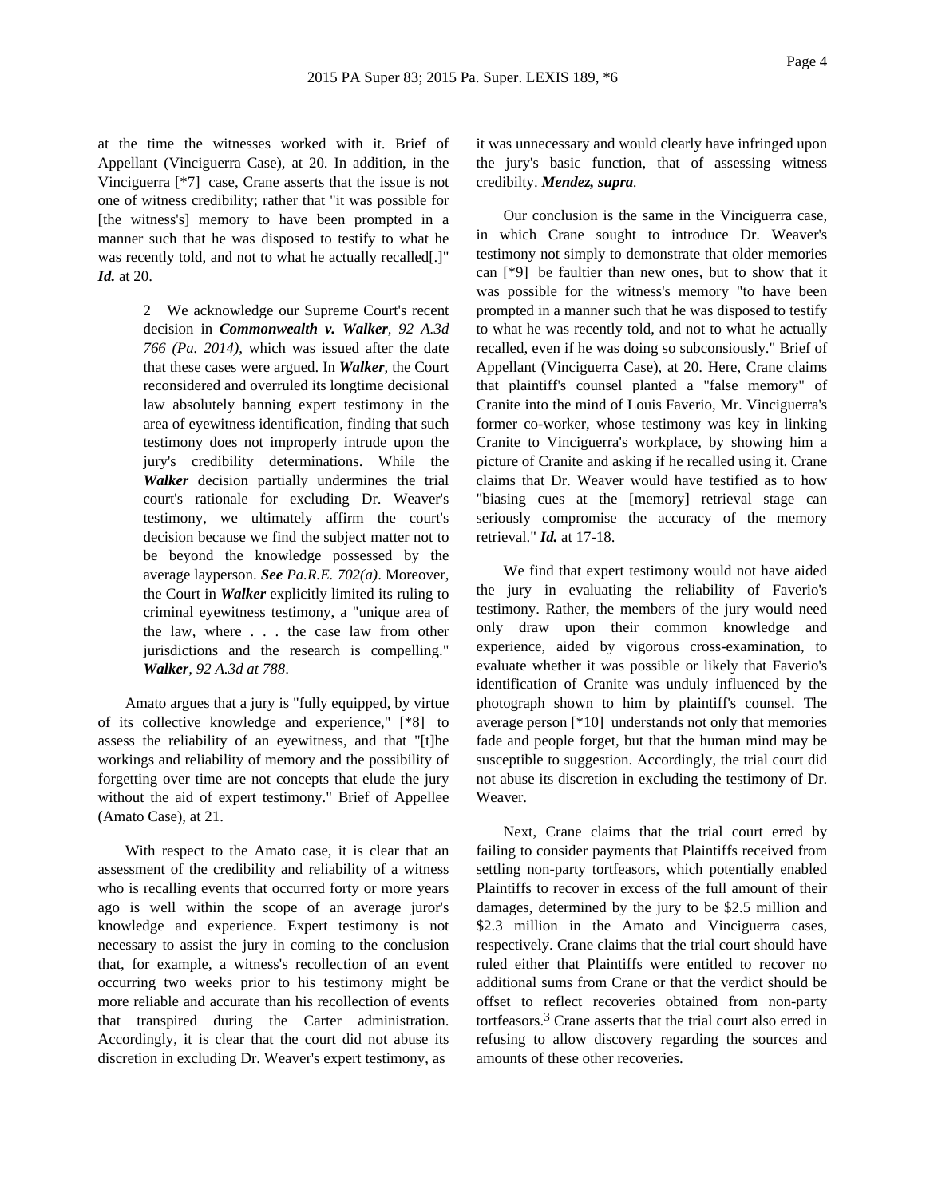at the time the witnesses worked with it. Brief of Appellant (Vinciguerra Case), at 20. In addition, in the Vinciguerra [*7] case, Crane asserts that the issue is not one of witness credibility; rather that "it was possible for [the witness's] memory to have been prompted in a manner such that he was disposed to testify to what he was recently told, and not to what he actually recalled[.]" ***Id.*** at 20.

> 2 We acknowledge our Supreme Court's recent decision in ***Commonwealth v. Walker****, 92 A.3d 766 (Pa. 2014)*, which was issued after the date that these cases were argued. In ***Walker***, the Court reconsidered and overruled its longtime decisional law absolutely banning expert testimony in the area of eyewitness identification, finding that such testimony does not improperly intrude upon the jury's credibility determinations. While the ***Walker*** decision partially undermines the trial court's rationale for excluding Dr. Weaver's testimony, we ultimately affirm the court's decision because we find the subject matter not to be beyond the knowledge possessed by the average layperson. ***See*** *Pa.R.E. 702(a)*. Moreover, the Court in ***Walker*** explicitly limited its ruling to criminal eyewitness testimony, a "unique area of the law, where . . . the case law from other jurisdictions and the research is compelling." ***Walker****, 92 A.3d at 788*.

Amato argues that a jury is "fully equipped, by virtue of its collective knowledge and experience," [*8] to assess the reliability of an eyewitness, and that "[t]he workings and reliability of memory and the possibility of forgetting over time are not concepts that elude the jury without the aid of expert testimony." Brief of Appellee (Amato Case), at 21.

With respect to the Amato case, it is clear that an assessment of the credibility and reliability of a witness who is recalling events that occurred forty or more years ago is well within the scope of an average juror's knowledge and experience. Expert testimony is not necessary to assist the jury in coming to the conclusion that, for example, a witness's recollection of an event occurring two weeks prior to his testimony might be more reliable and accurate than his recollection of events that transpired during the Carter administration. Accordingly, it is clear that the court did not abuse its discretion in excluding Dr. Weaver's expert testimony, as it was unnecessary and would clearly have infringed upon the jury's basic function, that of assessing witness credibilty. ***Mendez, supra.***

Our conclusion is the same in the Vinciguerra case, in which Crane sought to introduce Dr. Weaver's testimony not simply to demonstrate that older memories can [*9] be faultier than new ones, but to show that it was possible for the witness's memory "to have been prompted in a manner such that he was disposed to testify to what he was recently told, and not to what he actually recalled, even if he was doing so subconsciously." Brief of Appellant (Vinciguerra Case), at 20. Here, Crane claims that plaintiff's counsel planted a "false memory" of Cranite into the mind of Louis Faverio, Mr. Vinciguerra's former co-worker, whose testimony was key in linking Cranite to Vinciguerra's workplace, by showing him a picture of Cranite and asking if he recalled using it. Crane claims that Dr. Weaver would have testified as to how "biasing cues at the [memory] retrieval stage can seriously compromise the accuracy of the memory retrieval." ***Id.*** at 17-18.

We find that expert testimony would not have aided the jury in evaluating the reliability of Faverio's testimony. Rather, the members of the jury would need only draw upon their common knowledge and experience, aided by vigorous cross-examination, to evaluate whether it was possible or likely that Faverio's identification of Cranite was unduly influenced by the photograph shown to him by plaintiff's counsel. The average person [*10] understands not only that memories fade and people forget, but that the human mind may be susceptible to suggestion. Accordingly, the trial court did not abuse its discretion in excluding the testimony of Dr. Weaver.

Next, Crane claims that the trial court erred by failing to consider payments that Plaintiffs received from settling non-party tortfeasors, which potentially enabled Plaintiffs to recover in excess of the full amount of their damages, determined by the jury to be $2.5 million and $2.3 million in the Amato and Vinciguerra cases, respectively. Crane claims that the trial court should have ruled either that Plaintiffs were entitled to recover no additional sums from Crane or that the verdict should be offset to reflect recoveries obtained from non-party tortfeasors.[3] Crane asserts that the trial court also erred in refusing to allow discovery regarding the sources and amounts of these other recoveries.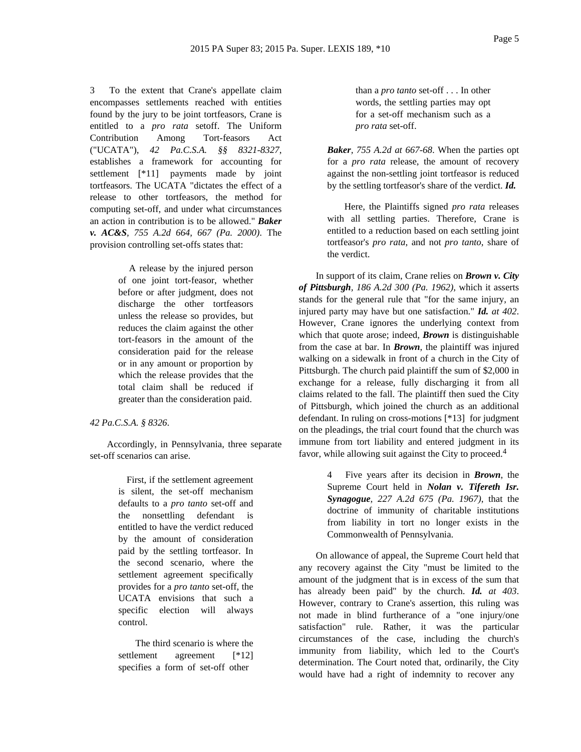3 To the extent that Crane's appellate claim encompasses settlements reached with entities found by the jury to be joint tortfeasors, Crane is entitled to a *pro rata* setoff. The Uniform Contribution Among Tort-feasors Act ("UCATA"), *42 Pa.C.S.A. §§ 8321-8327*, establishes a framework for accounting for settlement [*11] payments made by joint tortfeasors. The UCATA "dictates the effect of a release to other tortfeasors, the method for computing set-off, and under what circumstances an action in contribution is to be allowed." ***Baker v. AC&S**, 755 A.2d 664, 667 (Pa. 2000)*. The provision controlling set-offs states that:

> A release by the injured person of one joint tort-feasor, whether before or after judgment, does not discharge the other tortfeasors unless the release so provides, but reduces the claim against the other tort-feasors in the amount of the consideration paid for the release or in any amount or proportion by which the release provides that the total claim shall be reduced if greater than the consideration paid.

*42 Pa.C.S.A. § 8326*.

Accordingly, in Pennsylvania, three separate set-off scenarios can arise.

> First, if the settlement agreement is silent, the set-off mechanism defaults to a *pro tanto* set-off and the nonsettling defendant is entitled to have the verdict reduced by the amount of consideration paid by the settling tortfeasor. In the second scenario, where the settlement agreement specifically provides for a *pro tanto* set-off, the UCATA envisions that such a specific election will always control.
>
> The third scenario is where the settlement agreement [*12] specifies a form of set-off other than a *pro tanto* set-off . . . In other words, the settling parties may opt for a set-off mechanism such as a *pro rata* set-off.

***Baker**, 755 A.2d at 667-68*. When the parties opt for a *pro rata* release, the amount of recovery against the non-settling joint tortfeasor is reduced by the settling tortfeasor's share of the verdict. ***Id.***

Here, the Plaintiffs signed *pro rata* releases with all settling parties. Therefore, Crane is entitled to a reduction based on each settling joint tortfeasor's *pro rata*, and not *pro tanto*, share of the verdict.

In support of its claim, Crane relies on ***Brown v. City of Pittsburgh**, 186 A.2d 300 (Pa. 1962)*, which it asserts stands for the general rule that "for the same injury, an injured party may have but one satisfaction." ***Id.** at 402*. However, Crane ignores the underlying context from which that quote arose; indeed, ***Brown*** is distinguishable from the case at bar. In ***Brown***, the plaintiff was injured walking on a sidewalk in front of a church in the City of Pittsburgh. The church paid plaintiff the sum of $2,000 in exchange for a release, fully discharging it from all claims related to the fall. The plaintiff then sued the City of Pittsburgh, which joined the church as an additional defendant. In ruling on cross-motions [*13] for judgment on the pleadings, the trial court found that the church was immune from tort liability and entered judgment in its favor, while allowing suit against the City to proceed.[4]

> 4 Five years after its decision in ***Brown***, the Supreme Court held in ***Nolan v. Tifereth Isr. Synagogue**, 227 A.2d 675 (Pa. 1967)*, that the doctrine of immunity of charitable institutions from liability in tort no longer exists in the Commonwealth of Pennsylvania.

On allowance of appeal, the Supreme Court held that any recovery against the City "must be limited to the amount of the judgment that is in excess of the sum that has already been paid" by the church. ***Id.** at 403*. However, contrary to Crane's assertion, this ruling was not made in blind furtherance of a "one injury/one satisfaction" rule. Rather, it was the particular circumstances of the case, including the church's immunity from liability, which led to the Court's determination. The Court noted that, ordinarily, the City would have had a right of indemnity to recover any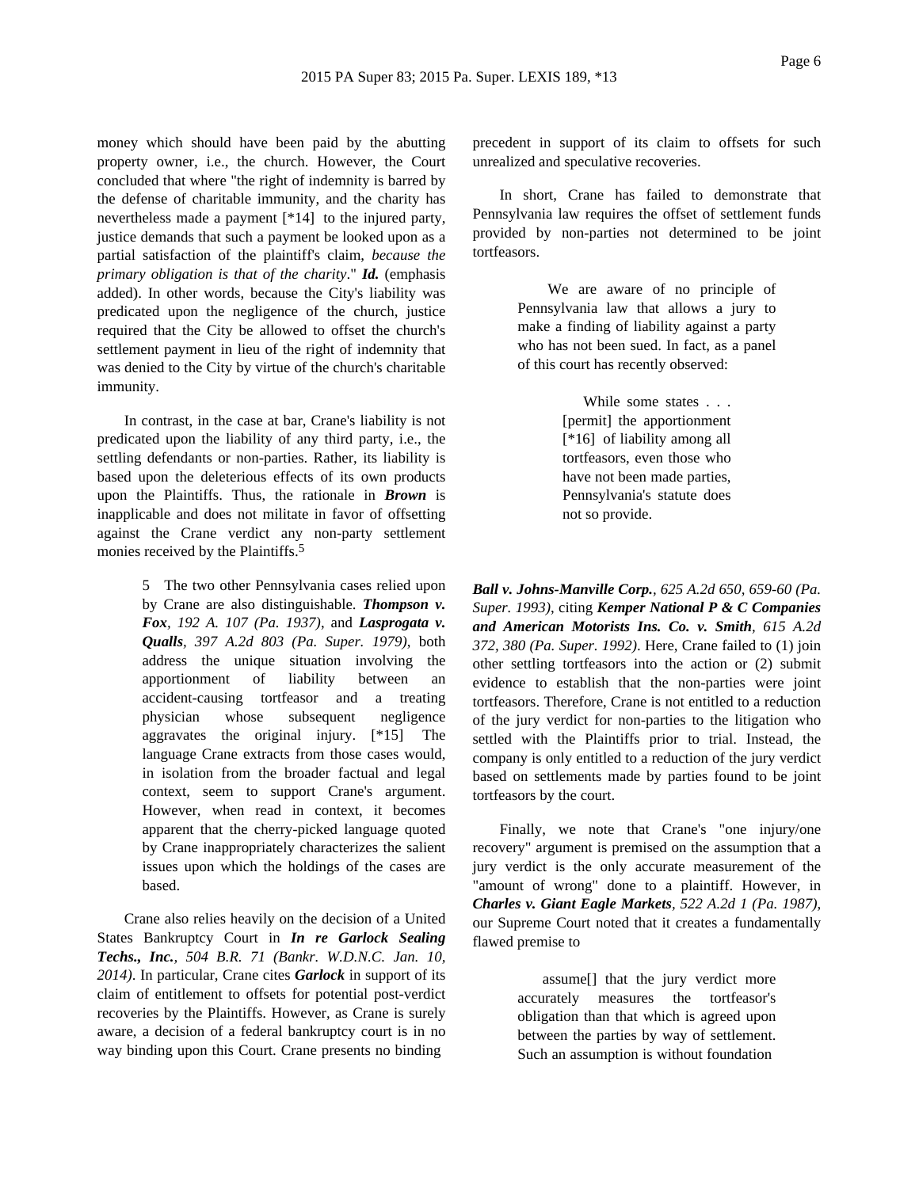money which should have been paid by the abutting property owner, i.e., the church. However, the Court concluded that where "the right of indemnity is barred by the defense of charitable immunity, and the charity has nevertheless made a payment [*14] to the injured party, justice demands that such a payment be looked upon as a partial satisfaction of the plaintiff's claim, *because the primary obligation is that of the charity*." ***Id.*** (emphasis added). In other words, because the City's liability was predicated upon the negligence of the church, justice required that the City be allowed to offset the church's settlement payment in lieu of the right of indemnity that was denied to the City by virtue of the church's charitable immunity.

In contrast, in the case at bar, Crane's liability is not predicated upon the liability of any third party, i.e., the settling defendants or non-parties. Rather, its liability is based upon the deleterious effects of its own products upon the Plaintiffs. Thus, the rationale in ***Brown*** is inapplicable and does not militate in favor of offsetting against the Crane verdict any non-party settlement monies received by the Plaintiffs.[5]

> 5 The two other Pennsylvania cases relied upon by Crane are also distinguishable. ***Thompson v. Fox***, *192 A. 107 (Pa. 1937)*, and ***Lasprogata v. Qualls***, *397 A.2d 803 (Pa. Super. 1979)*, both address the unique situation involving the apportionment of liability between an accident-causing tortfeasor and a treating physician whose subsequent negligence aggravates the original injury. [*15] The language Crane extracts from those cases would, in isolation from the broader factual and legal context, seem to support Crane's argument. However, when read in context, it becomes apparent that the cherry-picked language quoted by Crane inappropriately characterizes the salient issues upon which the holdings of the cases are based.

Crane also relies heavily on the decision of a United States Bankruptcy Court in ***In re Garlock Sealing Techs., Inc.***, *504 B.R. 71 (Bankr. W.D.N.C. Jan. 10, 2014)*. In particular, Crane cites ***Garlock*** in support of its claim of entitlement to offsets for potential post-verdict recoveries by the Plaintiffs. However, as Crane is surely aware, a decision of a federal bankruptcy court is in no way binding upon this Court. Crane presents no binding precedent in support of its claim to offsets for such unrealized and speculative recoveries.

In short, Crane has failed to demonstrate that Pennsylvania law requires the offset of settlement funds provided by non-parties not determined to be joint tortfeasors.

> We are aware of no principle of Pennsylvania law that allows a jury to make a finding of liability against a party who has not been sued. In fact, as a panel of this court has recently observed:
>
> > While some states . . . [permit] the apportionment [*16] of liability among all tortfeasors, even those who have not been made parties, Pennsylvania's statute does not so provide.

***Ball v. Johns-Manville Corp.***, *625 A.2d 650, 659-60 (Pa. Super. 1993)*, citing ***Kemper National P & C Companies and American Motorists Ins. Co. v. Smith***, *615 A.2d 372, 380 (Pa. Super. 1992)*. Here, Crane failed to (1) join other settling tortfeasors into the action or (2) submit evidence to establish that the non-parties were joint tortfeasors. Therefore, Crane is not entitled to a reduction of the jury verdict for non-parties to the litigation who settled with the Plaintiffs prior to trial. Instead, the company is only entitled to a reduction of the jury verdict based on settlements made by parties found to be joint tortfeasors by the court.

Finally, we note that Crane's "one injury/one recovery" argument is premised on the assumption that a jury verdict is the only accurate measurement of the "amount of wrong" done to a plaintiff. However, in ***Charles v. Giant Eagle Markets***, *522 A.2d 1 (Pa. 1987)*, our Supreme Court noted that it creates a fundamentally flawed premise to

> assume[] that the jury verdict more accurately measures the tortfeasor's obligation than that which is agreed upon between the parties by way of settlement. Such an assumption is without foundation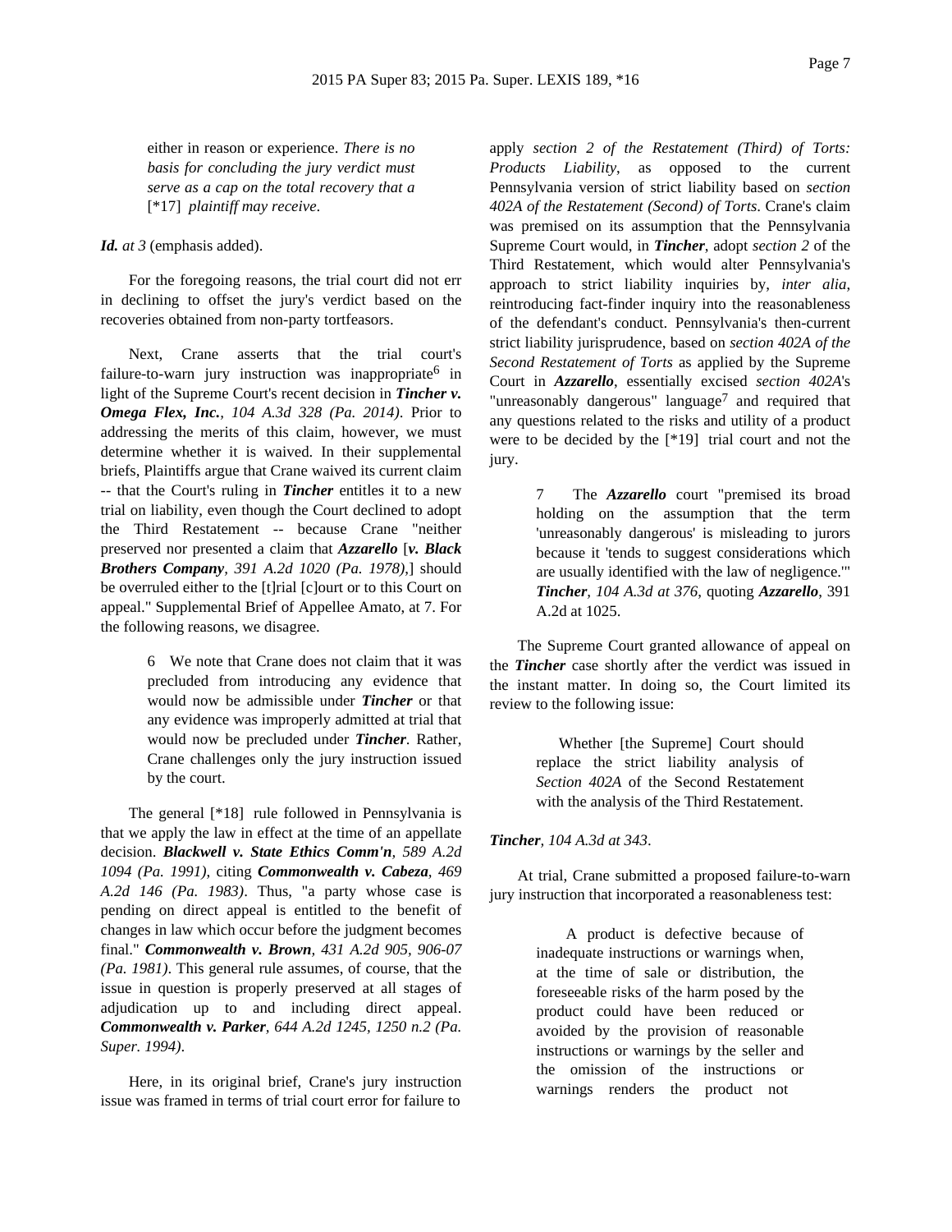> either in reason or experience. *There is no basis for concluding the jury verdict must serve as a cap on the total recovery that a* [*17] *plaintiff may receive*.

***Id.*** *at 3* (emphasis added).

For the foregoing reasons, the trial court did not err in declining to offset the jury's verdict based on the recoveries obtained from non-party tortfeasors.

Next, Crane asserts that the trial court's failure-to-warn jury instruction was inappropriate[6] in light of the Supreme Court's recent decision in ***Tincher v. Omega Flex, Inc.****, 104 A.3d 328 (Pa. 2014)*. Prior to addressing the merits of this claim, however, we must determine whether it is waived. In their supplemental briefs, Plaintiffs argue that Crane waived its current claim -- that the Court's ruling in ***Tincher*** entitles it to a new trial on liability, even though the Court declined to adopt the Third Restatement -- because Crane "neither preserved nor presented a claim that ***Azzarello*** [***v. Black Brothers Company****, 391 A.2d 1020 (Pa. 1978)*,] should be overruled either to the [t]rial [c]ourt or to this Court on appeal." Supplemental Brief of Appellee Amato, at 7. For the following reasons, we disagree.

> 6 We note that Crane does not claim that it was precluded from introducing any evidence that would now be admissible under ***Tincher*** or that any evidence was improperly admitted at trial that would now be precluded under ***Tincher***. Rather, Crane challenges only the jury instruction issued by the court.

The general [*18] rule followed in Pennsylvania is that we apply the law in effect at the time of an appellate decision. ***Blackwell v. State Ethics Comm'n****, 589 A.2d 1094 (Pa. 1991)*, citing ***Commonwealth v. Cabeza****, 469 A.2d 146 (Pa. 1983)*. Thus, "a party whose case is pending on direct appeal is entitled to the benefit of changes in law which occur before the judgment becomes final." ***Commonwealth v. Brown****, 431 A.2d 905, 906-07 (Pa. 1981)*. This general rule assumes, of course, that the issue in question is properly preserved at all stages of adjudication up to and including direct appeal. ***Commonwealth v. Parker****, 644 A.2d 1245, 1250 n.2 (Pa. Super. 1994)*.

Here, in its original brief, Crane's jury instruction issue was framed in terms of trial court error for failure to apply *section 2 of the Restatement (Third) of Torts: Products Liability*, as opposed to the current Pennsylvania version of strict liability based on *section 402A of the Restatement (Second) of Torts*. Crane's claim was premised on its assumption that the Pennsylvania Supreme Court would, in ***Tincher***, adopt *section 2* of the Third Restatement, which would alter Pennsylvania's approach to strict liability inquiries by, *inter alia*, reintroducing fact-finder inquiry into the reasonableness of the defendant's conduct. Pennsylvania's then-current strict liability jurisprudence, based on *section 402A of the Second Restatement of Torts* as applied by the Supreme Court in ***Azzarello***, essentially excised *section 402A*'s "unreasonably dangerous" language[7] and required that any questions related to the risks and utility of a product were to be decided by the [*19] trial court and not the jury.

> 7 The ***Azzarello*** court "premised its broad holding on the assumption that the term 'unreasonably dangerous' is misleading to jurors because it 'tends to suggest considerations which are usually identified with the law of negligence.'" ***Tincher****, 104 A.3d at 376*, quoting ***Azzarello***, 391 A.2d at 1025.

The Supreme Court granted allowance of appeal on the ***Tincher*** case shortly after the verdict was issued in the instant matter. In doing so, the Court limited its review to the following issue:

> Whether [the Supreme] Court should replace the strict liability analysis of *Section 402A* of the Second Restatement with the analysis of the Third Restatement.

***Tincher****, 104 A.3d at 343*.

At trial, Crane submitted a proposed failure-to-warn jury instruction that incorporated a reasonableness test:

> A product is defective because of inadequate instructions or warnings when, at the time of sale or distribution, the foreseeable risks of the harm posed by the product could have been reduced or avoided by the provision of reasonable instructions or warnings by the seller and the omission of the instructions or warnings renders the product not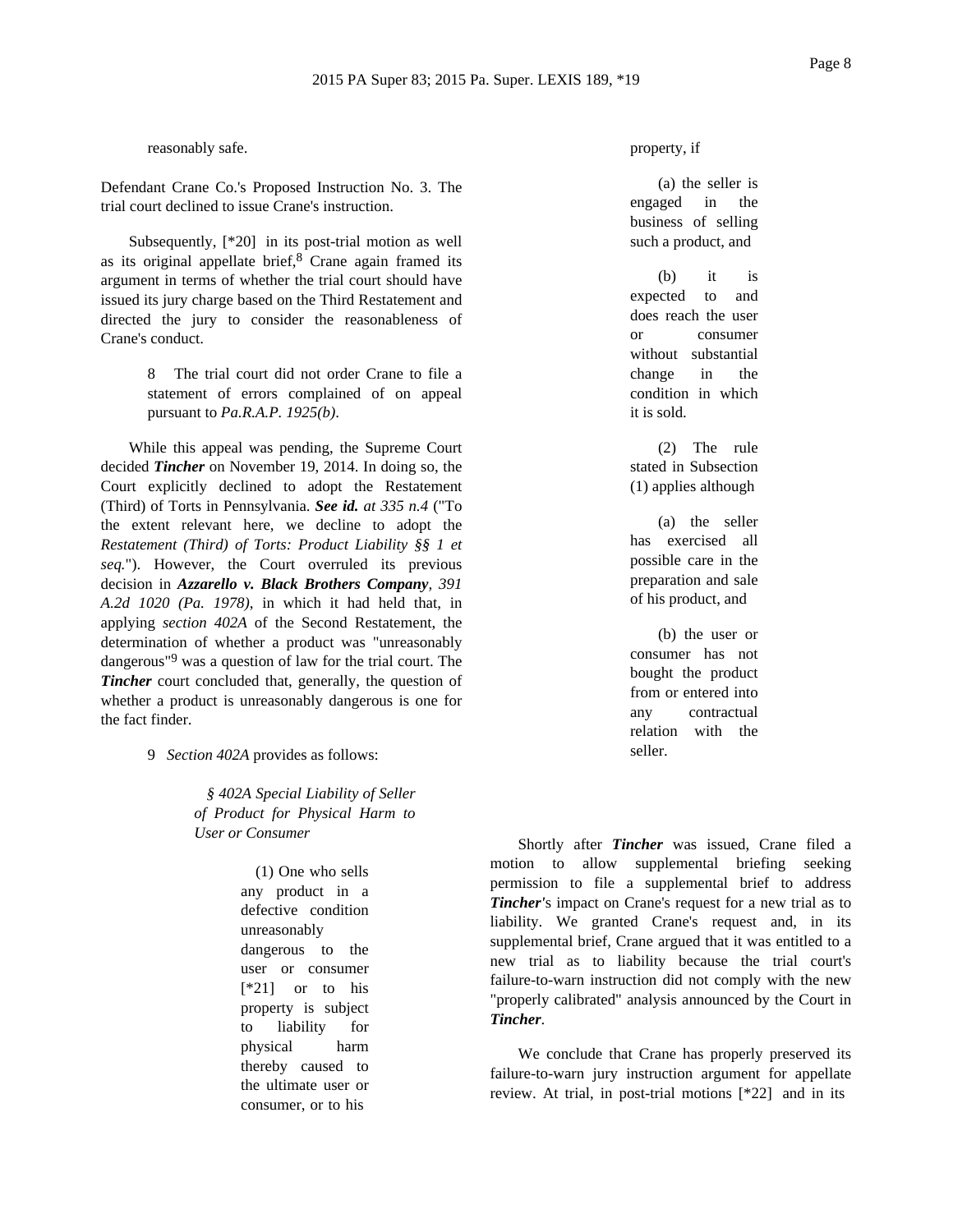reasonably safe.

Defendant Crane Co.'s Proposed Instruction No. 3. The trial court declined to issue Crane's instruction.

Subsequently, [*20] in its post-trial motion as well as its original appellate brief,[8] Crane again framed its argument in terms of whether the trial court should have issued its jury charge based on the Third Restatement and directed the jury to consider the reasonableness of Crane's conduct.

> 8 The trial court did not order Crane to file a statement of errors complained of on appeal pursuant to *Pa.R.A.P. 1925(b)*.

While this appeal was pending, the Supreme Court decided ***Tincher*** on November 19, 2014. In doing so, the Court explicitly declined to adopt the Restatement (Third) of Torts in Pennsylvania. ***See id.*** *at 335 n.4* ("To the extent relevant here, we decline to adopt the *Restatement (Third) of Torts: Product Liability §§ 1 et seq.*"). However, the Court overruled its previous decision in ***Azzarello v. Black Brothers Company****, 391 A.2d 1020 (Pa. 1978)*, in which it had held that, in applying *section 402A* of the Second Restatement, the determination of whether a product was "unreasonably dangerous"[9] was a question of law for the trial court. The ***Tincher*** court concluded that, generally, the question of whether a product is unreasonably dangerous is one for the fact finder.

> 9 *Section 402A* provides as follows:
>
> *§ 402A Special Liability of Seller of Product for Physical Harm to User or Consumer*
>
> (1) One who sells any product in a defective condition unreasonably dangerous to the user or consumer [*21] or to his property is subject to liability for physical harm thereby caused to the ultimate user or consumer, or to his property, if
>
> (a) the seller is engaged in the business of selling such a product, and
>
> (b) it is expected to and does reach the user or consumer without substantial change in the condition in which it is sold.
>
> (2) The rule stated in Subsection (1) applies although
>
> (a) the seller has exercised all possible care in the preparation and sale of his product, and
>
> (b) the user or consumer has not bought the product from or entered into any contractual relation with the seller.

Shortly after ***Tincher*** was issued, Crane filed a motion to allow supplemental briefing seeking permission to file a supplemental brief to address ***Tincher***'s impact on Crane's request for a new trial as to liability. We granted Crane's request and, in its supplemental brief, Crane argued that it was entitled to a new trial as to liability because the trial court's failure-to-warn instruction did not comply with the new "properly calibrated" analysis announced by the Court in ***Tincher***.

We conclude that Crane has properly preserved its failure-to-warn jury instruction argument for appellate review. At trial, in post-trial motions [*22] and in its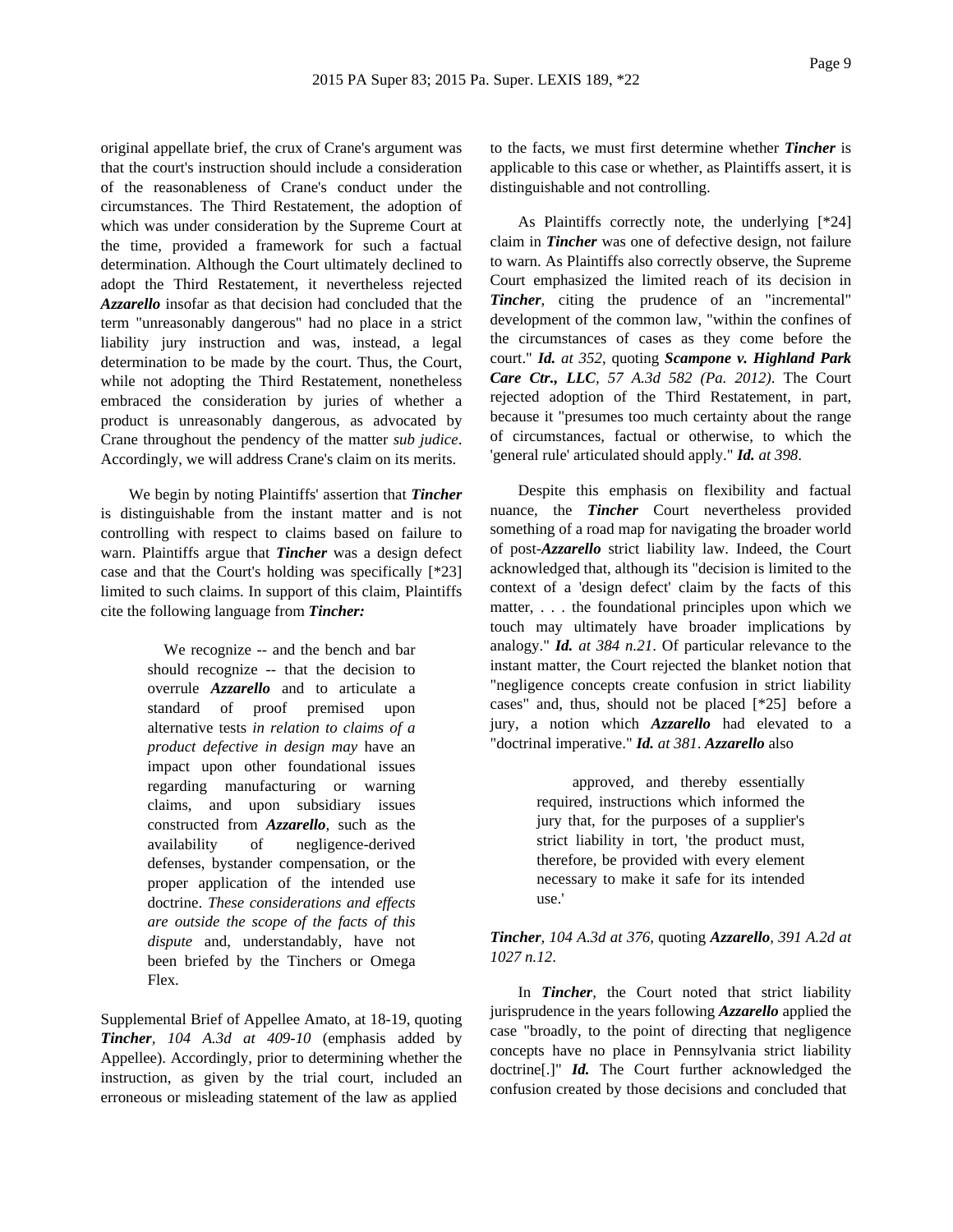original appellate brief, the crux of Crane's argument was that the court's instruction should include a consideration of the reasonableness of Crane's conduct under the circumstances. The Third Restatement, the adoption of which was under consideration by the Supreme Court at the time, provided a framework for such a factual determination. Although the Court ultimately declined to adopt the Third Restatement, it nevertheless rejected ***Azzarello*** insofar as that decision had concluded that the term "unreasonably dangerous" had no place in a strict liability jury instruction and was, instead, a legal determination to be made by the court. Thus, the Court, while not adopting the Third Restatement, nonetheless embraced the consideration by juries of whether a product is unreasonably dangerous, as advocated by Crane throughout the pendency of the matter *sub judice*. Accordingly, we will address Crane's claim on its merits.

We begin by noting Plaintiffs' assertion that ***Tincher*** is distinguishable from the instant matter and is not controlling with respect to claims based on failure to warn. Plaintiffs argue that ***Tincher*** was a design defect case and that the Court's holding was specifically [*23] limited to such claims. In support of this claim, Plaintiffs cite the following language from ***Tincher:***

> We recognize -- and the bench and bar should recognize -- that the decision to overrule ***Azzarello*** and to articulate a standard of proof premised upon alternative tests *in relation to claims of a product defective in design may* have an impact upon other foundational issues regarding manufacturing or warning claims, and upon subsidiary issues constructed from ***Azzarello***, such as the availability of negligence-derived defenses, bystander compensation, or the proper application of the intended use doctrine. *These considerations and effects are outside the scope of the facts of this dispute* and, understandably, have not been briefed by the Tinchers or Omega Flex.

Supplemental Brief of Appellee Amato, at 18-19, quoting ***Tincher***, *104 A.3d at 409-10* (emphasis added by Appellee). Accordingly, prior to determining whether the instruction, as given by the trial court, included an erroneous or misleading statement of the law as applied to the facts, we must first determine whether ***Tincher*** is applicable to this case or whether, as Plaintiffs assert, it is distinguishable and not controlling.

As Plaintiffs correctly note, the underlying [*24] claim in ***Tincher*** was one of defective design, not failure to warn. As Plaintiffs also correctly observe, the Supreme Court emphasized the limited reach of its decision in ***Tincher***, citing the prudence of an "incremental" development of the common law, "within the confines of the circumstances of cases as they come before the court." ***Id.*** *at 352*, quoting ***Scampone v. Highland Park Care Ctr., LLC***, *57 A.3d 582 (Pa. 2012)*. The Court rejected adoption of the Third Restatement, in part, because it "presumes too much certainty about the range of circumstances, factual or otherwise, to which the 'general rule' articulated should apply." ***Id.*** *at 398*.

Despite this emphasis on flexibility and factual nuance, the ***Tincher*** Court nevertheless provided something of a road map for navigating the broader world of post-***Azzarello*** strict liability law. Indeed, the Court acknowledged that, although its "decision is limited to the context of a 'design defect' claim by the facts of this matter, . . . the foundational principles upon which we touch may ultimately have broader implications by analogy." ***Id.*** *at 384 n.21*. Of particular relevance to the instant matter, the Court rejected the blanket notion that "negligence concepts create confusion in strict liability cases" and, thus, should not be placed [*25] before a jury, a notion which ***Azzarello*** had elevated to a "doctrinal imperative." ***Id.*** *at 381*. ***Azzarello*** also

> approved, and thereby essentially required, instructions which informed the jury that, for the purposes of a supplier's strict liability in tort, 'the product must, therefore, be provided with every element necessary to make it safe for its intended use.'

***Tincher***, *104 A.3d at 376*, quoting ***Azzarello***, *391 A.2d at 1027 n.12*.

In ***Tincher***, the Court noted that strict liability jurisprudence in the years following ***Azzarello*** applied the case "broadly, to the point of directing that negligence concepts have no place in Pennsylvania strict liability doctrine[.]" ***Id.*** The Court further acknowledged the confusion created by those decisions and concluded that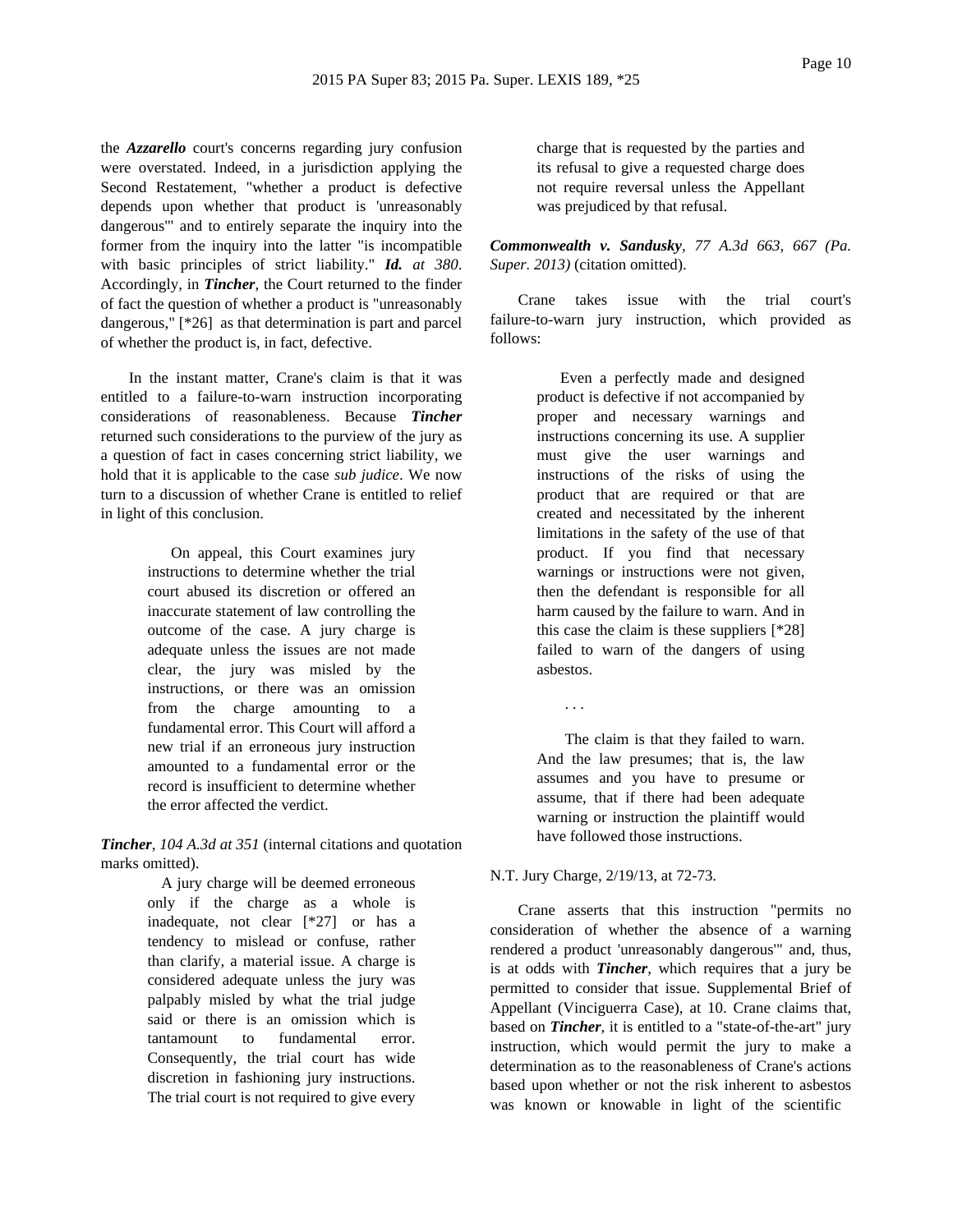the ***Azzarello*** court's concerns regarding jury confusion were overstated. Indeed, in a jurisdiction applying the Second Restatement, "whether a product is defective depends upon whether that product is 'unreasonably dangerous'" and to entirely separate the inquiry into the former from the inquiry into the latter "is incompatible with basic principles of strict liability." ***Id.*** *at 380*. Accordingly, in ***Tincher***, the Court returned to the finder of fact the question of whether a product is "unreasonably dangerous," [*26] as that determination is part and parcel of whether the product is, in fact, defective.

In the instant matter, Crane's claim is that it was entitled to a failure-to-warn instruction incorporating considerations of reasonableness. Because ***Tincher*** returned such considerations to the purview of the jury as a question of fact in cases concerning strict liability, we hold that it is applicable to the case *sub judice*. We now turn to a discussion of whether Crane is entitled to relief in light of this conclusion.

> On appeal, this Court examines jury instructions to determine whether the trial court abused its discretion or offered an inaccurate statement of law controlling the outcome of the case. A jury charge is adequate unless the issues are not made clear, the jury was misled by the instructions, or there was an omission from the charge amounting to a fundamental error. This Court will afford a new trial if an erroneous jury instruction amounted to a fundamental error or the record is insufficient to determine whether the error affected the verdict.

***Tincher***, *104 A.3d at 351* (internal citations and quotation marks omitted).

> A jury charge will be deemed erroneous only if the charge as a whole is inadequate, not clear [*27] or has a tendency to mislead or confuse, rather than clarify, a material issue. A charge is considered adequate unless the jury was palpably misled by what the trial judge said or there is an omission which is tantamount to fundamental error. Consequently, the trial court has wide discretion in fashioning jury instructions. The trial court is not required to give every charge that is requested by the parties and its refusal to give a requested charge does not require reversal unless the Appellant was prejudiced by that refusal.

***Commonwealth v. Sandusky***, *77 A.3d 663, 667 (Pa. Super. 2013)* (citation omitted).

Crane takes issue with the trial court's failure-to-warn jury instruction, which provided as follows:

> Even a perfectly made and designed product is defective if not accompanied by proper and necessary warnings and instructions concerning its use. A supplier must give the user warnings and instructions of the risks of using the product that are required or that are created and necessitated by the inherent limitations in the safety of the use of that product. If you find that necessary warnings or instructions were not given, then the defendant is responsible for all harm caused by the failure to warn. And in this case the claim is these suppliers [*28] failed to warn of the dangers of using asbestos.
>
> . . .
>
> The claim is that they failed to warn. And the law presumes; that is, the law assumes and you have to presume or assume, that if there had been adequate warning or instruction the plaintiff would have followed those instructions.

N.T. Jury Charge, 2/19/13, at 72-73.

Crane asserts that this instruction "permits no consideration of whether the absence of a warning rendered a product 'unreasonably dangerous'" and, thus, is at odds with ***Tincher***, which requires that a jury be permitted to consider that issue. Supplemental Brief of Appellant (Vinciguerra Case), at 10. Crane claims that, based on ***Tincher***, it is entitled to a "state-of-the-art" jury instruction, which would permit the jury to make a determination as to the reasonableness of Crane's actions based upon whether or not the risk inherent to asbestos was known or knowable in light of the scientific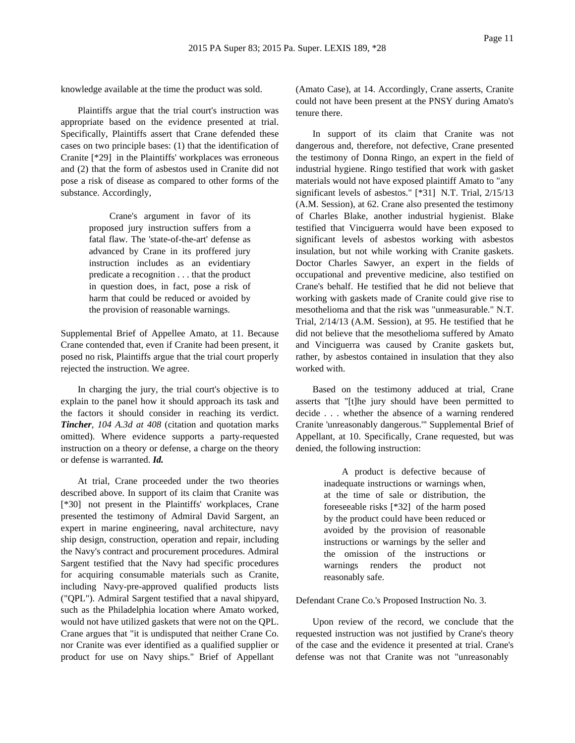knowledge available at the time the product was sold.

Plaintiffs argue that the trial court's instruction was appropriate based on the evidence presented at trial. Specifically, Plaintiffs assert that Crane defended these cases on two principle bases: (1) that the identification of Cranite [*29] in the Plaintiffs' workplaces was erroneous and (2) that the form of asbestos used in Cranite did not pose a risk of disease as compared to other forms of the substance. Accordingly,

> Crane's argument in favor of its proposed jury instruction suffers from a fatal flaw. The 'state-of-the-art' defense as advanced by Crane in its proffered jury instruction includes as an evidentiary predicate a recognition . . . that the product in question does, in fact, pose a risk of harm that could be reduced or avoided by the provision of reasonable warnings.

Supplemental Brief of Appellee Amato, at 11. Because Crane contended that, even if Cranite had been present, it posed no risk, Plaintiffs argue that the trial court properly rejected the instruction. We agree.

In charging the jury, the trial court's objective is to explain to the panel how it should approach its task and the factors it should consider in reaching its verdict. ***Tincher**, 104 A.3d at 408* (citation and quotation marks omitted). Where evidence supports a party-requested instruction on a theory or defense, a charge on the theory or defense is warranted. ***Id.***

At trial, Crane proceeded under the two theories described above. In support of its claim that Cranite was [*30] not present in the Plaintiffs' workplaces, Crane presented the testimony of Admiral David Sargent, an expert in marine engineering, naval architecture, navy ship design, construction, operation and repair, including the Navy's contract and procurement procedures. Admiral Sargent testified that the Navy had specific procedures for acquiring consumable materials such as Cranite, including Navy-pre-approved qualified products lists ("QPL"). Admiral Sargent testified that a naval shipyard, such as the Philadelphia location where Amato worked, would not have utilized gaskets that were not on the QPL. Crane argues that "it is undisputed that neither Crane Co. nor Cranite was ever identified as a qualified supplier or product for use on Navy ships." Brief of Appellant (Amato Case), at 14. Accordingly, Crane asserts, Cranite could not have been present at the PNSY during Amato's tenure there.

In support of its claim that Cranite was not dangerous and, therefore, not defective, Crane presented the testimony of Donna Ringo, an expert in the field of industrial hygiene. Ringo testified that work with gasket materials would not have exposed plaintiff Amato to "any significant levels of asbestos." [*31] N.T. Trial, 2/15/13 (A.M. Session), at 62. Crane also presented the testimony of Charles Blake, another industrial hygienist. Blake testified that Vinciguerra would have been exposed to significant levels of asbestos working with asbestos insulation, but not while working with Cranite gaskets. Doctor Charles Sawyer, an expert in the fields of occupational and preventive medicine, also testified on Crane's behalf. He testified that he did not believe that working with gaskets made of Cranite could give rise to mesothelioma and that the risk was "unmeasurable." N.T. Trial, 2/14/13 (A.M. Session), at 95. He testified that he did not believe that the mesothelioma suffered by Amato and Vinciguerra was caused by Cranite gaskets but, rather, by asbestos contained in insulation that they also worked with.

Based on the testimony adduced at trial, Crane asserts that "[t]he jury should have been permitted to decide . . . whether the absence of a warning rendered Cranite 'unreasonably dangerous.'" Supplemental Brief of Appellant, at 10. Specifically, Crane requested, but was denied, the following instruction:

> A product is defective because of inadequate instructions or warnings when, at the time of sale or distribution, the foreseeable risks [*32] of the harm posed by the product could have been reduced or avoided by the provision of reasonable instructions or warnings by the seller and the omission of the instructions or warnings renders the product not reasonably safe.

Defendant Crane Co.'s Proposed Instruction No. 3.

Upon review of the record, we conclude that the requested instruction was not justified by Crane's theory of the case and the evidence it presented at trial. Crane's defense was not that Cranite was not "unreasonably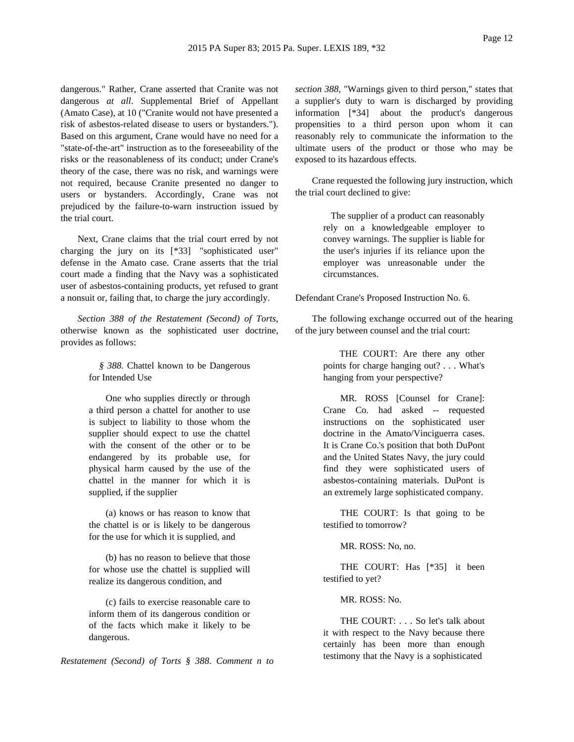dangerous." Rather, Crane asserted that Cranite was not dangerous *at all*. Supplemental Brief of Appellant (Amato Case), at 10 ("Cranite would not have presented a risk of asbestos-related disease to users or bystanders."). Based on this argument, Crane would have no need for a "state-of-the-art" instruction as to the foreseeability of the risks or the reasonableness of its conduct; under Crane's theory of the case, there was no risk, and warnings were not required, because Cranite presented no danger to users or bystanders. Accordingly, Crane was not prejudiced by the failure-to-warn instruction issued by the trial court.

Next, Crane claims that the trial court erred by not charging the jury on its [*33] "sophisticated user" defense in the Amato case. Crane asserts that the trial court made a finding that the Navy was a sophisticated user of asbestos-containing products, yet refused to grant a nonsuit or, failing that, to charge the jury accordingly.

*Section 388 of the Restatement (Second) of Torts*, otherwise known as the sophisticated user doctrine, provides as follows:

> *§ 388*. Chattel known to be Dangerous for Intended Use
>
> One who supplies directly or through a third person a chattel for another to use is subject to liability to those whom the supplier should expect to use the chattel with the consent of the other or to be endangered by its probable use, for physical harm caused by the use of the chattel in the manner for which it is supplied, if the supplier
>
> (a) knows or has reason to know that the chattel is or is likely to be dangerous for the use for which it is supplied, and
>
> (b) has no reason to believe that those for whose use the chattel is supplied will realize its dangerous condition, and
>
> (c) fails to exercise reasonable care to inform them of its dangerous condition or of the facts which make it likely to be dangerous.

*Restatement (Second) of Torts § 388*. *Comment n to section 388*, "Warnings given to third person," states that a supplier's duty to warn is discharged by providing information [*34] about the product's dangerous propensities to a third person upon whom it can reasonably rely to communicate the information to the ultimate users of the product or those who may be exposed to its hazardous effects.

Crane requested the following jury instruction, which the trial court declined to give:

> The supplier of a product can reasonably rely on a knowledgeable employer to convey warnings. The supplier is liable for the user's injuries if its reliance upon the employer was unreasonable under the circumstances.

Defendant Crane's Proposed Instruction No. 6.

The following exchange occurred out of the hearing of the jury between counsel and the trial court:

> THE COURT: Are there any other points for charge hanging out? . . . What's hanging from your perspective?
>
> MR. ROSS [Counsel for Crane]: Crane Co. had asked -- requested instructions on the sophisticated user doctrine in the Amato/Vinciguerra cases. It is Crane Co.'s position that both DuPont and the United States Navy, the jury could find they were sophisticated users of asbestos-containing materials. DuPont is an extremely large sophisticated company.
>
> THE COURT: Is that going to be testified to tomorrow?
>
> MR. ROSS: No, no.
>
> THE COURT: Has [*35] it been testified to yet?
>
> MR. ROSS: No.
>
> THE COURT: . . . So let's talk about it with respect to the Navy because there certainly has been more than enough testimony that the Navy is a sophisticated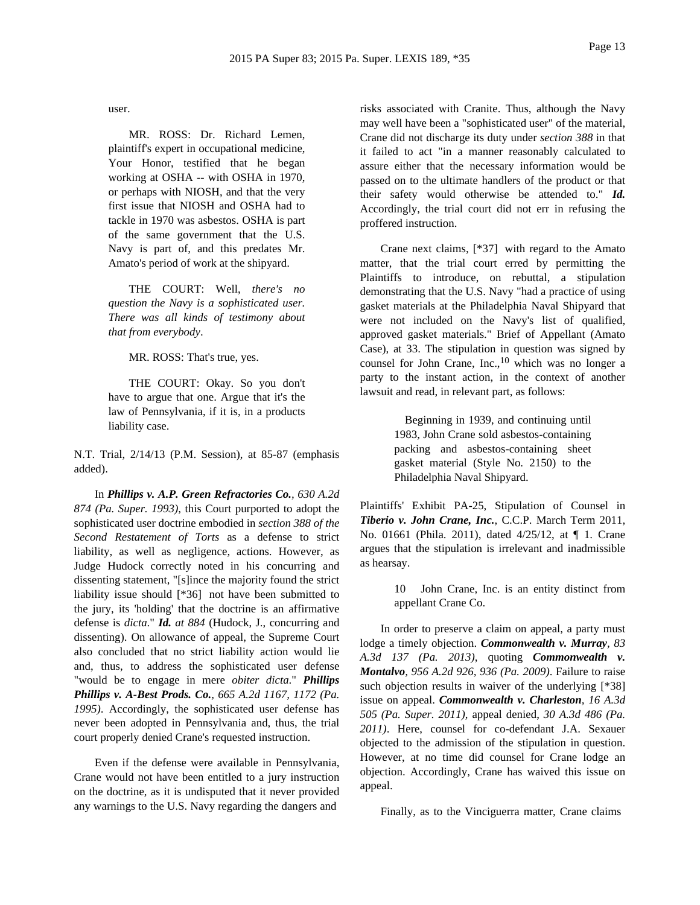user.

MR. ROSS: Dr. Richard Lemen, plaintiff's expert in occupational medicine, Your Honor, testified that he began working at OSHA -- with OSHA in 1970, or perhaps with NIOSH, and that the very first issue that NIOSH and OSHA had to tackle in 1970 was asbestos. OSHA is part of the same government that the U.S. Navy is part of, and this predates Mr. Amato's period of work at the shipyard.

THE COURT: Well, *there's no question the Navy is a sophisticated user. There was all kinds of testimony about that from everybody*.

MR. ROSS: That's true, yes.

THE COURT: Okay. So you don't have to argue that one. Argue that it's the law of Pennsylvania, if it is, in a products liability case.

N.T. Trial, 2/14/13 (P.M. Session), at 85-87 (emphasis added).

In ***Phillips v. A.P. Green Refractories Co.***, *630 A.2d 874 (Pa. Super. 1993)*, this Court purported to adopt the sophisticated user doctrine embodied in *section 388 of the Second Restatement of Torts* as a defense to strict liability, as well as negligence, actions. However, as Judge Hudock correctly noted in his concurring and dissenting statement, "[s]ince the majority found the strict liability issue should [*36] not have been submitted to the jury, its 'holding' that the doctrine is an affirmative defense is *dicta*." ***Id.*** *at 884* (Hudock, J., concurring and dissenting). On allowance of appeal, the Supreme Court also concluded that no strict liability action would lie and, thus, to address the sophisticated user defense "would be to engage in mere *obiter dicta*." ***Phillips Phillips v. A-Best Prods. Co.***, *665 A.2d 1167, 1172 (Pa. 1995)*. Accordingly, the sophisticated user defense has never been adopted in Pennsylvania and, thus, the trial court properly denied Crane's requested instruction.

Even if the defense were available in Pennsylvania, Crane would not have been entitled to a jury instruction on the doctrine, as it is undisputed that it never provided any warnings to the U.S. Navy regarding the dangers and risks associated with Cranite. Thus, although the Navy may well have been a "sophisticated user" of the material, Crane did not discharge its duty under *section 388* in that it failed to act "in a manner reasonably calculated to assure either that the necessary information would be passed on to the ultimate handlers of the product or that their safety would otherwise be attended to." ***Id.*** Accordingly, the trial court did not err in refusing the proffered instruction.

Crane next claims, [*37] with regard to the Amato matter, that the trial court erred by permitting the Plaintiffs to introduce, on rebuttal, a stipulation demonstrating that the U.S. Navy "had a practice of using gasket materials at the Philadelphia Naval Shipyard that were not included on the Navy's list of qualified, approved gasket materials." Brief of Appellant (Amato Case), at 33. The stipulation in question was signed by counsel for John Crane, Inc.,[10] which was no longer a party to the instant action, in the context of another lawsuit and read, in relevant part, as follows:

> Beginning in 1939, and continuing until 1983, John Crane sold asbestos-containing packing and asbestos-containing sheet gasket material (Style No. 2150) to the Philadelphia Naval Shipyard.

Plaintiffs' Exhibit PA-25, Stipulation of Counsel in ***Tiberio v. John Crane, Inc.***, C.C.P. March Term 2011, No. 01661 (Phila. 2011), dated 4/25/12, at ¶ 1. Crane argues that the stipulation is irrelevant and inadmissible as hearsay.

> 10 John Crane, Inc. is an entity distinct from appellant Crane Co.

In order to preserve a claim on appeal, a party must lodge a timely objection. ***Commonwealth v. Murray***, *83 A.3d 137 (Pa. 2013)*, quoting ***Commonwealth v. Montalvo***, *956 A.2d 926, 936 (Pa. 2009)*. Failure to raise such objection results in waiver of the underlying [*38] issue on appeal. ***Commonwealth v. Charleston***, *16 A.3d 505 (Pa. Super. 2011)*, appeal denied, *30 A.3d 486 (Pa. 2011)*. Here, counsel for co-defendant J.A. Sexauer objected to the admission of the stipulation in question. However, at no time did counsel for Crane lodge an objection. Accordingly, Crane has waived this issue on appeal.

Finally, as to the Vinciguerra matter, Crane claims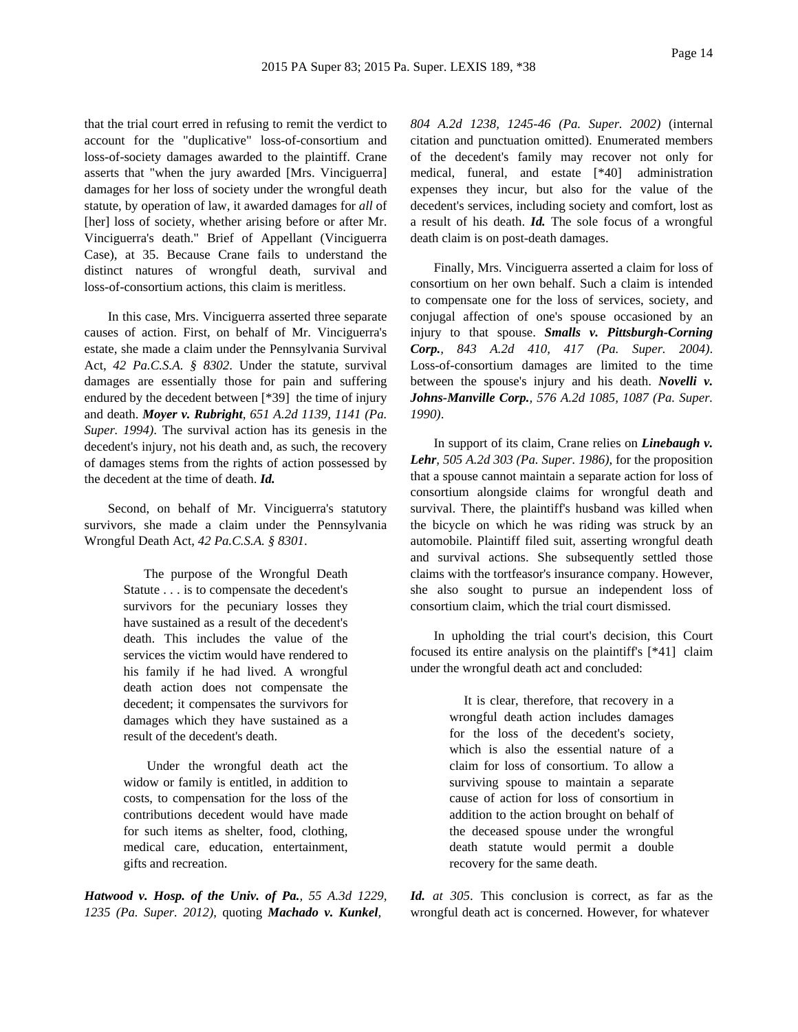that the trial court erred in refusing to remit the verdict to account for the "duplicative" loss-of-consortium and loss-of-society damages awarded to the plaintiff. Crane asserts that "when the jury awarded [Mrs. Vinciguerra] damages for her loss of society under the wrongful death statute, by operation of law, it awarded damages for *all* of [her] loss of society, whether arising before or after Mr. Vinciguerra's death." Brief of Appellant (Vinciguerra Case), at 35. Because Crane fails to understand the distinct natures of wrongful death, survival and loss-of-consortium actions, this claim is meritless.

In this case, Mrs. Vinciguerra asserted three separate causes of action. First, on behalf of Mr. Vinciguerra's estate, she made a claim under the Pennsylvania Survival Act, *42 Pa.C.S.A. § 8302*. Under the statute, survival damages are essentially those for pain and suffering endured by the decedent between [*39] the time of injury and death. ***Moyer v. Rubright****, 651 A.2d 1139, 1141 (Pa. Super. 1994)*. The survival action has its genesis in the decedent's injury, not his death and, as such, the recovery of damages stems from the rights of action possessed by the decedent at the time of death. ***Id.***

Second, on behalf of Mr. Vinciguerra's statutory survivors, she made a claim under the Pennsylvania Wrongful Death Act, *42 Pa.C.S.A. § 8301*.

> The purpose of the Wrongful Death Statute . . . is to compensate the decedent's survivors for the pecuniary losses they have sustained as a result of the decedent's death. This includes the value of the services the victim would have rendered to his family if he had lived. A wrongful death action does not compensate the decedent; it compensates the survivors for damages which they have sustained as a result of the decedent's death.
>
> Under the wrongful death act the widow or family is entitled, in addition to costs, to compensation for the loss of the contributions decedent would have made for such items as shelter, food, clothing, medical care, education, entertainment, gifts and recreation.

***Hatwood v. Hosp. of the Univ. of Pa.****, 55 A.3d 1229, 1235 (Pa. Super. 2012)*, quoting ***Machado v. Kunkel****, 804 A.2d 1238, 1245-46 (Pa. Super. 2002)* (internal citation and punctuation omitted). Enumerated members of the decedent's family may recover not only for medical, funeral, and estate [*40] administration expenses they incur, but also for the value of the decedent's services, including society and comfort, lost as a result of his death. ***Id.*** The sole focus of a wrongful death claim is on post-death damages.

Finally, Mrs. Vinciguerra asserted a claim for loss of consortium on her own behalf. Such a claim is intended to compensate one for the loss of services, society, and conjugal affection of one's spouse occasioned by an injury to that spouse. ***Smalls v. Pittsburgh-Corning Corp.****, 843 A.2d 410, 417 (Pa. Super. 2004)*. Loss-of-consortium damages are limited to the time between the spouse's injury and his death. ***Novelli v. Johns-Manville Corp.****, 576 A.2d 1085, 1087 (Pa. Super. 1990)*.

In support of its claim, Crane relies on ***Linebaugh v. Lehr****, 505 A.2d 303 (Pa. Super. 1986)*, for the proposition that a spouse cannot maintain a separate action for loss of consortium alongside claims for wrongful death and survival. There, the plaintiff's husband was killed when the bicycle on which he was riding was struck by an automobile. Plaintiff filed suit, asserting wrongful death and survival actions. She subsequently settled those claims with the tortfeasor's insurance company. However, she also sought to pursue an independent loss of consortium claim, which the trial court dismissed.

In upholding the trial court's decision, this Court focused its entire analysis on the plaintiff's [*41] claim under the wrongful death act and concluded:

> It is clear, therefore, that recovery in a wrongful death action includes damages for the loss of the decedent's society, which is also the essential nature of a claim for loss of consortium. To allow a surviving spouse to maintain a separate cause of action for loss of consortium in addition to the action brought on behalf of the deceased spouse under the wrongful death statute would permit a double recovery for the same death.

***Id.*** *at 305*. This conclusion is correct, as far as the wrongful death act is concerned. However, for whatever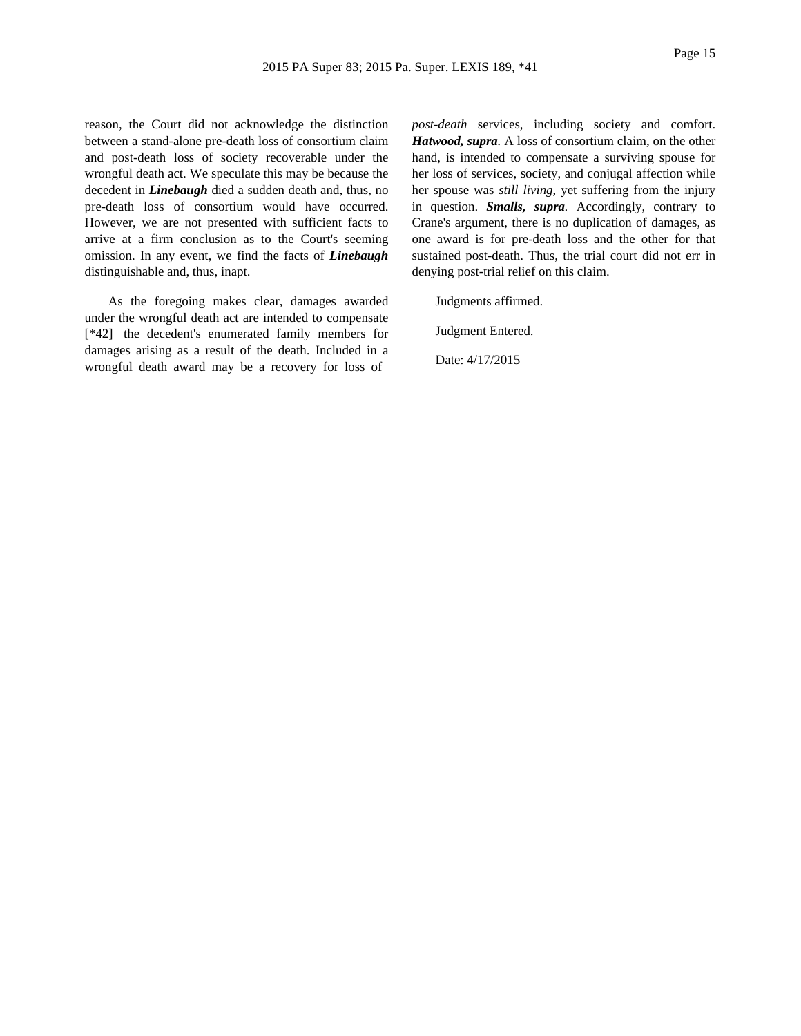reason, the Court did not acknowledge the distinction between a stand-alone pre-death loss of consortium claim and post-death loss of society recoverable under the wrongful death act. We speculate this may be because the decedent in ***Linebaugh*** died a sudden death and, thus, no pre-death loss of consortium would have occurred. However, we are not presented with sufficient facts to arrive at a firm conclusion as to the Court's seeming omission. In any event, we find the facts of ***Linebaugh*** distinguishable and, thus, inapt.

As the foregoing makes clear, damages awarded under the wrongful death act are intended to compensate [*42] the decedent's enumerated family members for damages arising as a result of the death. Included in a wrongful death award may be a recovery for loss of *post-death* services, including society and comfort. ***Hatwood, supra***. A loss of consortium claim, on the other hand, is intended to compensate a surviving spouse for her loss of services, society, and conjugal affection while her spouse was *still living*, yet suffering from the injury in question. ***Smalls, supra***. Accordingly, contrary to Crane's argument, there is no duplication of damages, as one award is for pre-death loss and the other for that sustained post-death. Thus, the trial court did not err in denying post-trial relief on this claim.

Judgments affirmed.

Judgment Entered.

Date: 4/17/2015